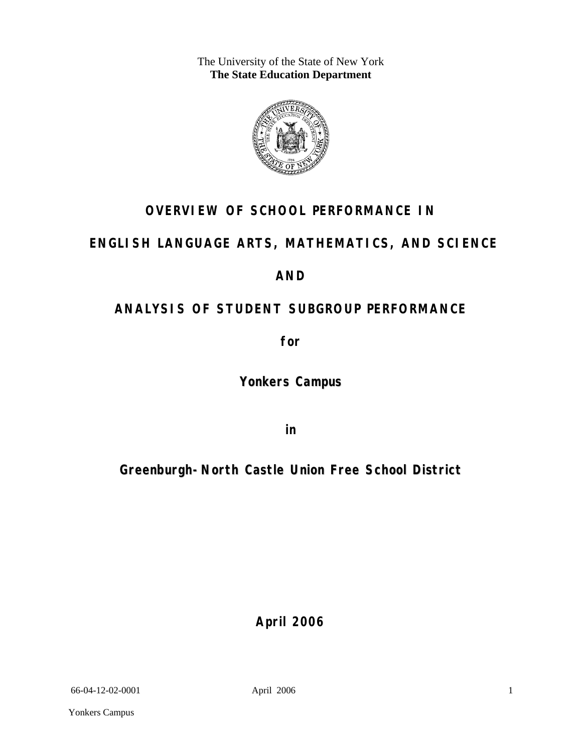The University of the State of New York
**The State Education Department**

# OVERVIEW OF SCHOOL PERFORMANCE IN

# ENGLISH LANGUAGE ARTS, MATHEMATICS, AND SCIENCE

# AND

# ANALYSIS OF STUDENT SUBGROUP PERFORMANCE

**for**

## Yonkers Campus

**in**

## Greenburgh-North Castle Union Free School District

**April 2006**

66-04-12-02-0001

Yonkers Campus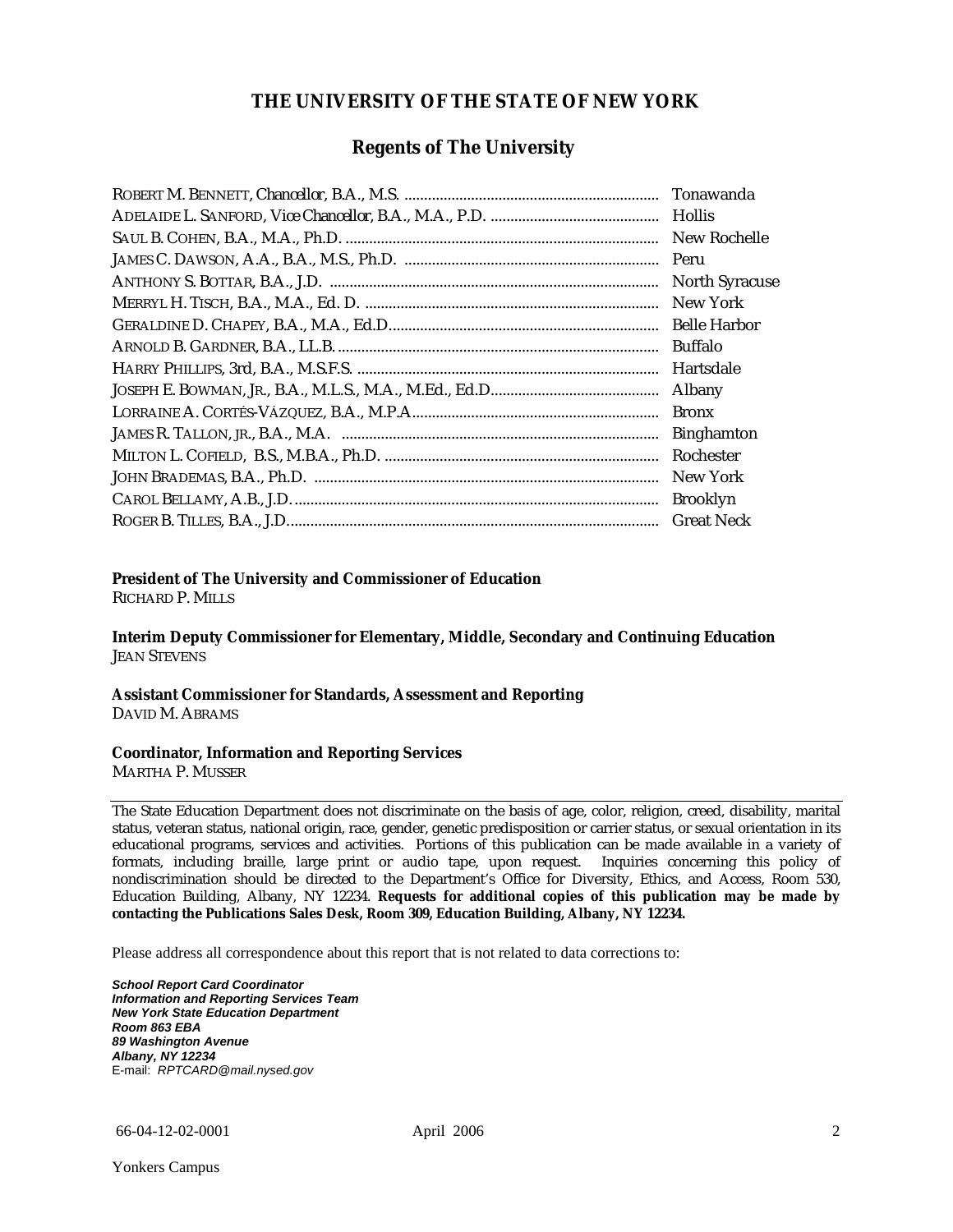# THE UNIVERSITY OF THE STATE OF NEW YORK

## Regents of The University

| | |
|---|---|
| ROBERT M. BENNETT, *Chancellor*, B.A., M.S. | Tonawanda |
| ADELAIDE L. SANFORD, *Vice Chancellor*, B.A., M.A., P.D. | Hollis |
| SAUL B. COHEN, B.A., M.A., Ph.D. | New Rochelle |
| JAMES C. DAWSON, A.A., B.A., M.S., Ph.D. | Peru |
| ANTHONY S. BOTTAR, B.A., J.D. | North Syracuse |
| MERRYL H. TISCH, B.A., M.A., Ed. D. | New York |
| GERALDINE D. CHAPEY, B.A., M.A., Ed.D. | Belle Harbor |
| ARNOLD B. GARDNER, B.A., LL.B. | Buffalo |
| HARRY PHILLIPS, 3rd, B.A., M.S.F.S. | Hartsdale |
| JOSEPH E. BOWMAN, JR., B.A., M.L.S., M.A., M.Ed., Ed.D. | Albany |
| LORRAINE A. CORTÉS-VÁZQUEZ, B.A., M.P.A. | Bronx |
| JAMES R. TALLON, JR., B.A., M.A. | Binghamton |
| MILTON L. COFIELD, B.S., M.B.A., Ph.D. | Rochester |
| JOHN BRADEMAS, B.A., Ph.D. | New York |
| CAROL BELLAMY, A.B., J.D. | Brooklyn |
| ROGER B. TILLES, B.A., J.D. | Great Neck |

**President of The University and Commissioner of Education**
RICHARD P. MILLS

**Interim Deputy Commissioner for Elementary, Middle, Secondary and Continuing Education**
JEAN STEVENS

**Assistant Commissioner for Standards, Assessment and Reporting**
DAVID M. ABRAMS

**Coordinator, Information and Reporting Services**
MARTHA P. MUSSER

---

The State Education Department does not discriminate on the basis of age, color, religion, creed, disability, marital status, veteran status, national origin, race, gender, genetic predisposition or carrier status, or sexual orientation in its educational programs, services and activities. Portions of this publication can be made available in a variety of formats, including braille, large print or audio tape, upon request. Inquiries concerning this policy of nondiscrimination should be directed to the Department's Office for Diversity, Ethics, and Access, Room 530, Education Building, Albany, NY 12234. **Requests for additional copies of this publication may be made by contacting the Publications Sales Desk, Room 309, Education Building, Albany, NY 12234.**

Please address all correspondence about this report that is not related to data corrections to:

***School Report Card Coordinator***
***Information and Reporting Services Team***
***New York State Education Department***
***Room 863 EBA***
***89 Washington Avenue***
***Albany, NY 12234***
E-mail: *RPTCARD@mail.nysed.gov*

66-04-12-02-0001 April 2006

Yonkers Campus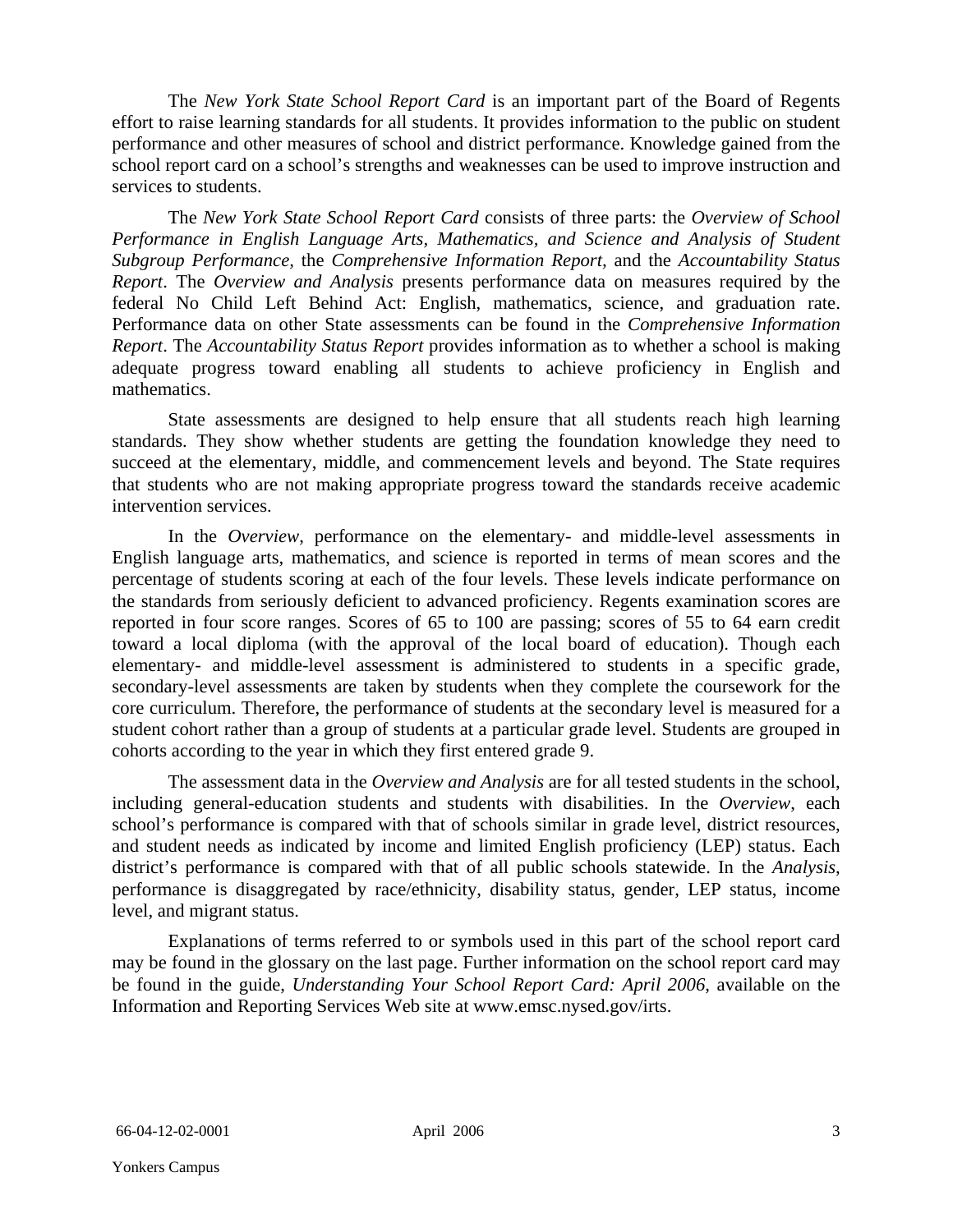The *New York State School Report Card* is an important part of the Board of Regents effort to raise learning standards for all students. It provides information to the public on student performance and other measures of school and district performance. Knowledge gained from the school report card on a school's strengths and weaknesses can be used to improve instruction and services to students.

The *New York State School Report Card* consists of three parts: the *Overview of School Performance in English Language Arts, Mathematics, and Science and Analysis of Student Subgroup Performance,* the *Comprehensive Information Report,* and the *Accountability Status Report*. The *Overview and Analysis* presents performance data on measures required by the federal No Child Left Behind Act: English, mathematics, science, and graduation rate. Performance data on other State assessments can be found in the *Comprehensive Information Report*. The *Accountability Status Report* provides information as to whether a school is making adequate progress toward enabling all students to achieve proficiency in English and mathematics.

State assessments are designed to help ensure that all students reach high learning standards. They show whether students are getting the foundation knowledge they need to succeed at the elementary, middle, and commencement levels and beyond. The State requires that students who are not making appropriate progress toward the standards receive academic intervention services.

In the *Overview*, performance on the elementary- and middle-level assessments in English language arts, mathematics, and science is reported in terms of mean scores and the percentage of students scoring at each of the four levels. These levels indicate performance on the standards from seriously deficient to advanced proficiency. Regents examination scores are reported in four score ranges. Scores of 65 to 100 are passing; scores of 55 to 64 earn credit toward a local diploma (with the approval of the local board of education). Though each elementary- and middle-level assessment is administered to students in a specific grade, secondary-level assessments are taken by students when they complete the coursework for the core curriculum. Therefore, the performance of students at the secondary level is measured for a student cohort rather than a group of students at a particular grade level. Students are grouped in cohorts according to the year in which they first entered grade 9.

The assessment data in the *Overview and Analysis* are for all tested students in the school, including general-education students and students with disabilities. In the *Overview*, each school's performance is compared with that of schools similar in grade level, district resources, and student needs as indicated by income and limited English proficiency (LEP) status. Each district's performance is compared with that of all public schools statewide. In the *Analysis*, performance is disaggregated by race/ethnicity, disability status, gender, LEP status, income level, and migrant status.

Explanations of terms referred to or symbols used in this part of the school report card may be found in the glossary on the last page. Further information on the school report card may be found in the guide, *Understanding Your School Report Card: April 2006*, available on the Information and Reporting Services Web site at www.emsc.nysed.gov/irts.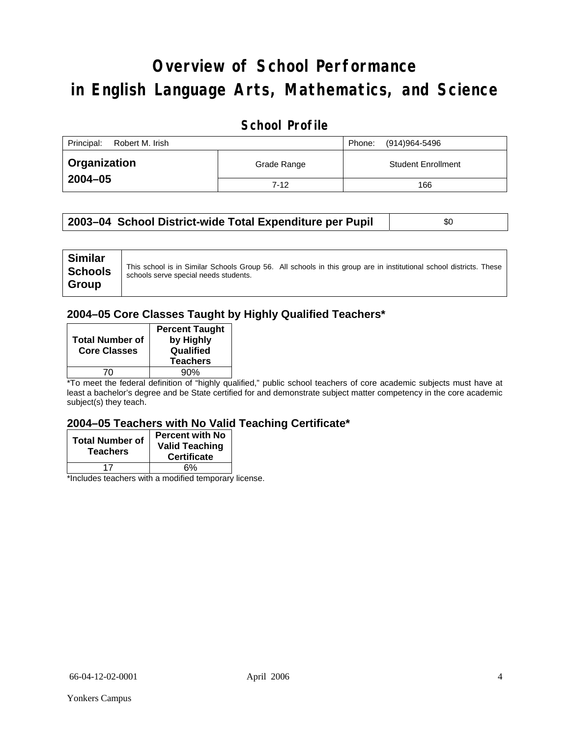# Overview of School Performance in English Language Arts, Mathematics, and Science

## School Profile

| Principal: Robert M. Irish | | Phone: (914)964-5496 |
|---|---|---|
| **Organization 2004–05** | Grade Range | Student Enrollment |
| | 7-12 | 166 |

| **2003–04 School District-wide Total Expenditure per Pupil** | $0 |
|---|---|

| **Similar Schools Group** | This school is in Similar Schools Group 56. All schools in this group are in institutional school districts. These schools serve special needs students. |
|---|---|

### 2004–05 Core Classes Taught by Highly Qualified Teachers*

| Total Number of Core Classes | Percent Taught by Highly Qualified Teachers |
|---|---|
| 70 | 90% |

*To meet the federal definition of "highly qualified," public school teachers of core academic subjects must have at least a bachelor's degree and be State certified for and demonstrate subject matter competency in the core academic subject(s) they teach.

### 2004–05 Teachers with No Valid Teaching Certificate*

| Total Number of Teachers | Percent with No Valid Teaching Certificate |
|---|---|
| 17 | 6% |

*Includes teachers with a modified temporary license.

66-04-12-02-0001 April 2006

Yonkers Campus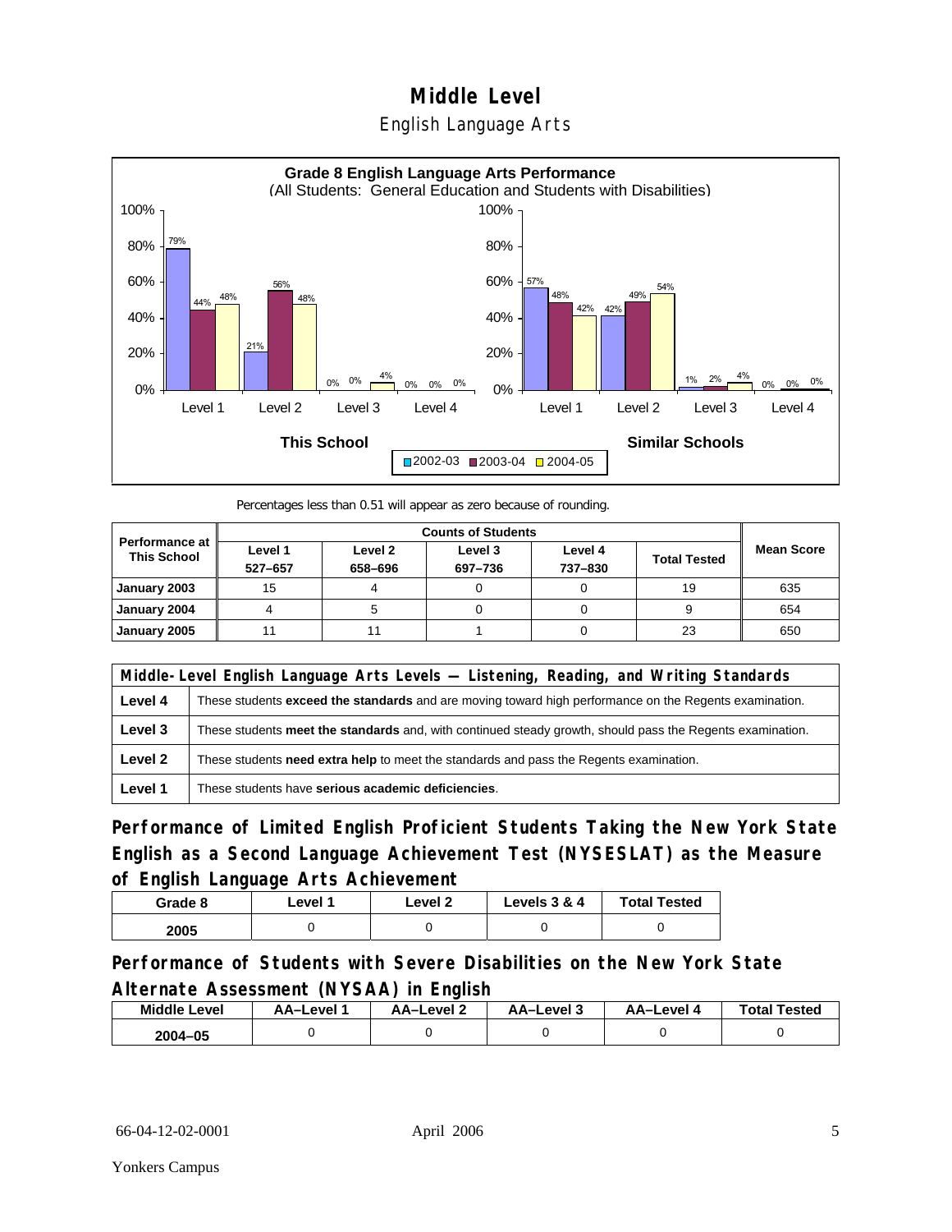# Middle Level

## English Language Arts

**Grade 8 English Language Arts Performance**
(All Students: General Education and Students with Disabilities)

| This School | 2002-03 | 2003-04 | 2004-05 |
|---|---|---|---|
| Level 1 | 79% | 44% | 48% |
| Level 2 | 21% | 56% | 48% |
| Level 3 | 0% | 0% | 4% |
| Level 4 | 0% | 0% | 0% |

| Similar Schools | 2002-03 | 2003-04 | 2004-05 |
|---|---|---|---|
| Level 1 | 57% | 48% | 42% |
| Level 2 | 42% | 49% | 54% |
| Level 3 | 1% | 2% | 4% |
| Level 4 | 0% | 0% | 0% |

Percentages less than 0.51 will appear as zero because of rounding.

| Performance at This School | Counts of Students | | | | | Mean Score |
|---|---|---|---|---|---|---|
| | Level 1 527–657 | Level 2 658–696 | Level 3 697–736 | Level 4 737–830 | Total Tested | |
| January 2003 | 15 | 4 | 0 | 0 | 19 | 635 |
| January 2004 | 4 | 5 | 0 | 0 | 9 | 654 |
| January 2005 | 11 | 11 | 1 | 0 | 23 | 650 |

| Middle-Level English Language Arts Levels — Listening, Reading, and Writing Standards | |
|---|---|
| Level 4 | These students **exceed the standards** and are moving toward high performance on the Regents examination. |
| Level 3 | These students **meet the standards** and, with continued steady growth, should pass the Regents examination. |
| Level 2 | These students **need extra help** to meet the standards and pass the Regents examination. |
| Level 1 | These students have **serious academic deficiencies**. |

### Performance of Limited English Proficient Students Taking the New York State English as a Second Language Achievement Test (NYSESLAT) as the Measure of English Language Arts Achievement

| Grade 8 | Level 1 | Level 2 | Levels 3 & 4 | Total Tested |
|---|---|---|---|---|
| 2005 | 0 | 0 | 0 | 0 |

### Performance of Students with Severe Disabilities on the New York State Alternate Assessment (NYSAA) in English

| Middle Level | AA–Level 1 | AA–Level 2 | AA–Level 3 | AA–Level 4 | Total Tested |
|---|---|---|---|---|---|
| 2004–05 | 0 | 0 | 0 | 0 | 0 |

66-04-12-02-0001 April 2006

Yonkers Campus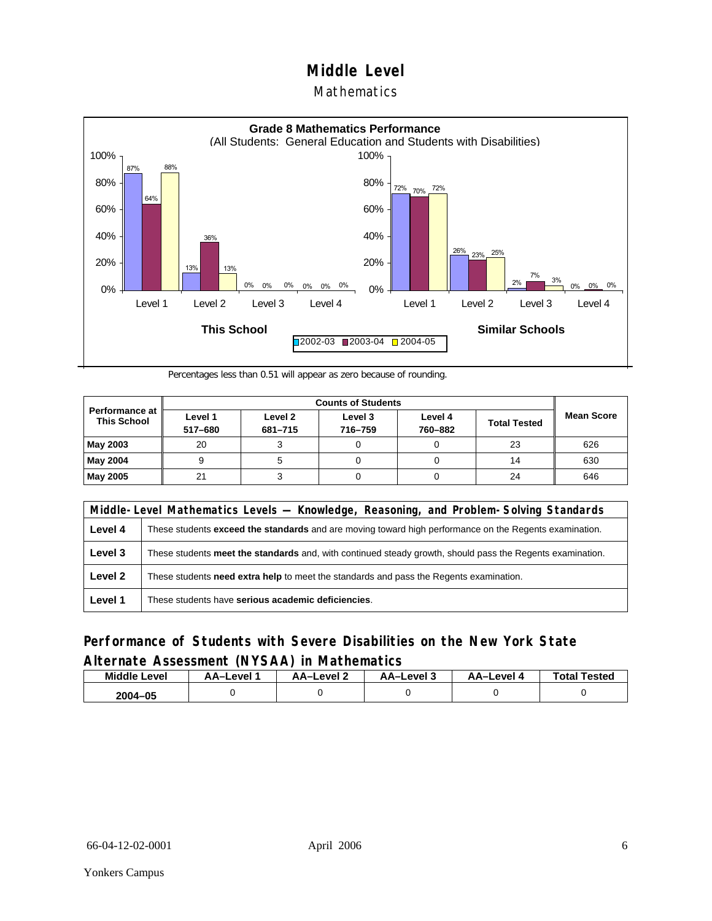# Middle Level

## Mathematics

**Grade 8 Mathematics Performance**
(All Students: General Education and Students with Disabilities)

| | This School 2002-03 | This School 2003-04 | This School 2004-05 | Similar Schools 2002-03 | Similar Schools 2003-04 | Similar Schools 2004-05 |
|---|---|---|---|---|---|---|
| Level 1 | 87% | 64% | 88% | 72% | 70% | 72% |
| Level 2 | 13% | 36% | 13% | 26% | 23% | 25% |
| Level 3 | 0% | 0% | 0% | 2% | 7% | 3% |
| Level 4 | 0% | 0% | 0% | 0% | 0% | 0% |

Percentages less than 0.51 will appear as zero because of rounding.

| Performance at This School | Counts of Students | | | | | Mean Score |
|---|---|---|---|---|---|---|
| | Level 1 517–680 | Level 2 681–715 | Level 3 716–759 | Level 4 760–882 | Total Tested | |
| **May 2003** | 20 | 3 | 0 | 0 | 23 | 626 |
| **May 2004** | 9 | 5 | 0 | 0 | 14 | 630 |
| **May 2005** | 21 | 3 | 0 | 0 | 24 | 646 |

| Middle-Level Mathematics Levels — Knowledge, Reasoning, and Problem-Solving Standards | |
|---|---|
| **Level 4** | These students **exceed the standards** and are moving toward high performance on the Regents examination. |
| **Level 3** | These students **meet the standards** and, with continued steady growth, should pass the Regents examination. |
| **Level 2** | These students **need extra help** to meet the standards and pass the Regents examination. |
| **Level 1** | These students have **serious academic deficiencies**. |

## Performance of Students with Severe Disabilities on the New York State Alternate Assessment (NYSAA) in Mathematics

| Middle Level | AA–Level 1 | AA–Level 2 | AA–Level 3 | AA–Level 4 | Total Tested |
|---|---|---|---|---|---|
| 2004–05 | 0 | 0 | 0 | 0 | 0 |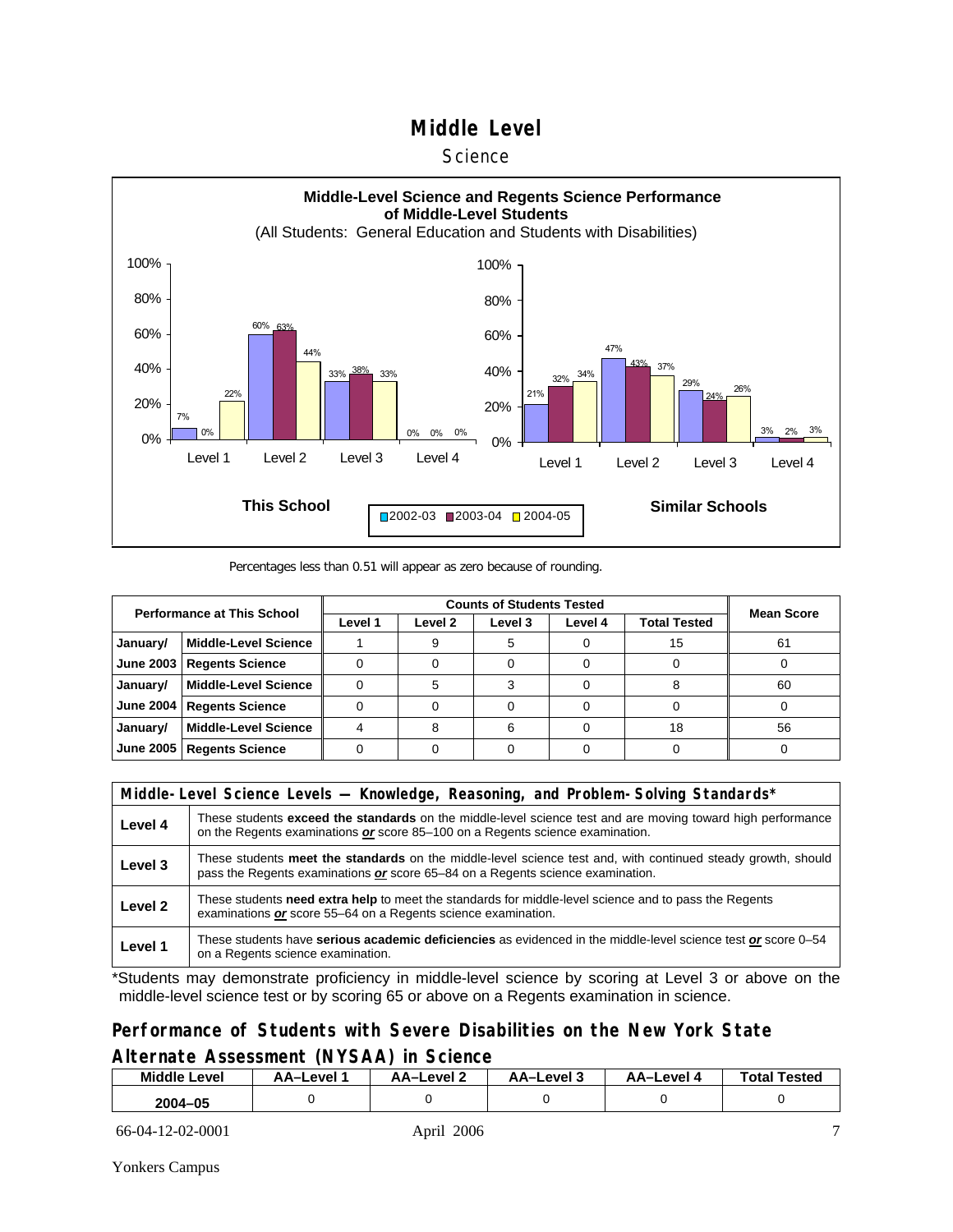# Middle Level

## Science

**Middle-Level Science and Regents Science Performance of Middle-Level Students**
(All Students: General Education and Students with Disabilities)

**This School**

| | 2002-03 | 2003-04 | 2004-05 |
|---|---|---|---|
| Level 1 | 7% | 0% | 22% |
| Level 2 | 60% | 63% | 44% |
| Level 3 | 33% | 38% | 33% |
| Level 4 | 0% | 0% | 0% |

**Similar Schools**

| | 2002-03 | 2003-04 | 2004-05 |
|---|---|---|---|
| Level 1 | 21% | 32% | 34% |
| Level 2 | 47% | 43% | 37% |
| Level 3 | 29% | 24% | 26% |
| Level 4 | 3% | 2% | 3% |

Percentages less than 0.51 will appear as zero because of rounding.

| Performance at This School | | Counts of Students Tested | | | | | Mean Score |
|---|---|---|---|---|---|---|---|
| | | Level 1 | Level 2 | Level 3 | Level 4 | Total Tested | |
| January/ | Middle-Level Science | 1 | 9 | 5 | 0 | 15 | 61 |
| June 2003 | Regents Science | 0 | 0 | 0 | 0 | 0 | 0 |
| January/ | Middle-Level Science | 0 | 5 | 3 | 0 | 8 | 60 |
| June 2004 | Regents Science | 0 | 0 | 0 | 0 | 0 | 0 |
| January/ | Middle-Level Science | 4 | 8 | 6 | 0 | 18 | 56 |
| June 2005 | Regents Science | 0 | 0 | 0 | 0 | 0 | 0 |

| Middle-Level Science Levels — Knowledge, Reasoning, and Problem-Solving Standards* | |
|---|---|
| Level 4 | These students **exceed the standards** on the middle-level science test and are moving toward high performance on the Regents examinations ***or*** score 85–100 on a Regents science examination. |
| Level 3 | These students **meet the standards** on the middle-level science test and, with continued steady growth, should pass the Regents examinations ***or*** score 65–84 on a Regents science examination. |
| Level 2 | These students **need extra help** to meet the standards for middle-level science and to pass the Regents examinations ***or*** score 55–64 on a Regents science examination. |
| Level 1 | These students have **serious academic deficiencies** as evidenced in the middle-level science test ***or*** score 0–54 on a Regents science examination. |

*Students may demonstrate proficiency in middle-level science by scoring at Level 3 or above on the middle-level science test or by scoring 65 or above on a Regents examination in science.

## Performance of Students with Severe Disabilities on the New York State Alternate Assessment (NYSAA) in Science

| Middle Level | AA–Level 1 | AA–Level 2 | AA–Level 3 | AA–Level 4 | Total Tested |
|---|---|---|---|---|---|
| 2004–05 | 0 | 0 | 0 | 0 | 0 |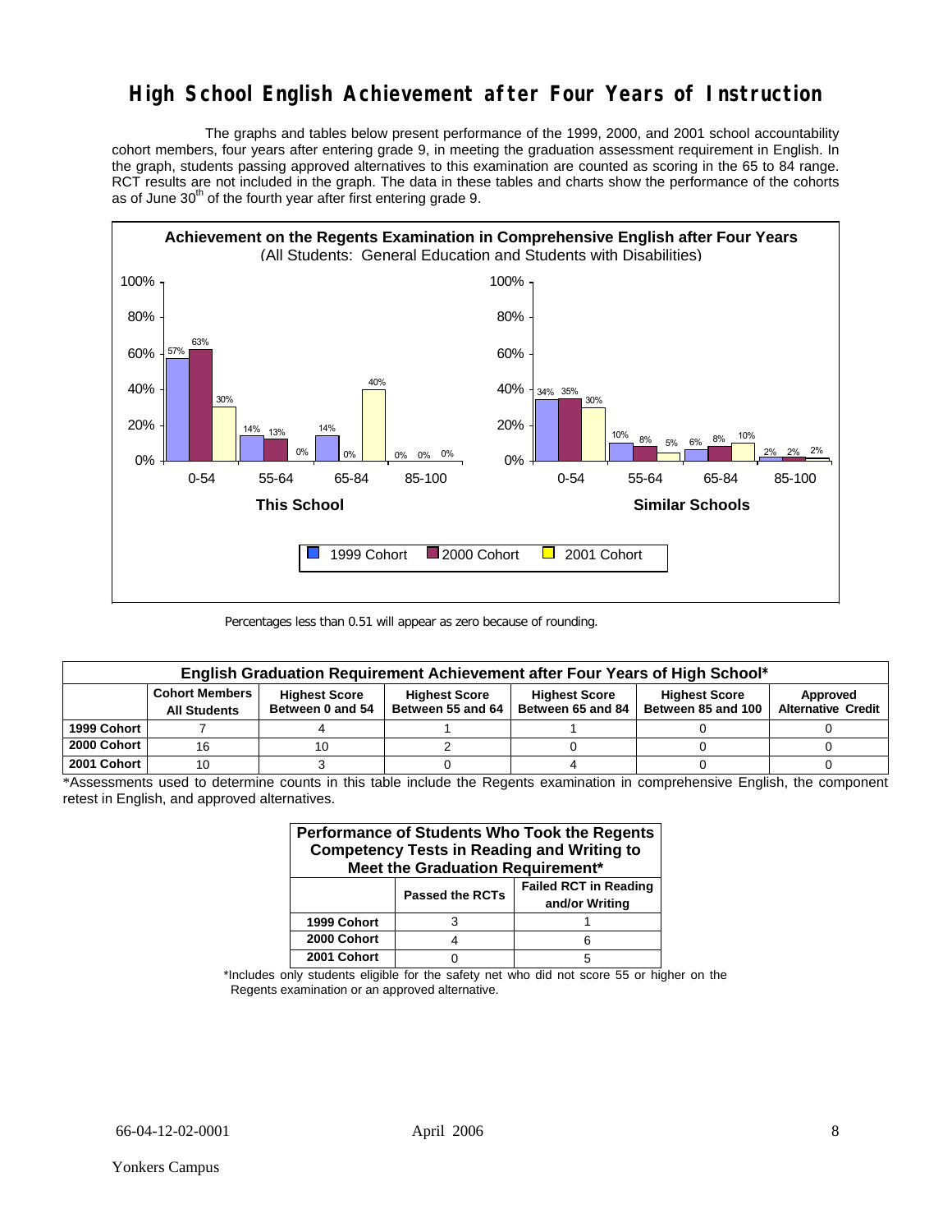# High School English Achievement after Four Years of Instruction

The graphs and tables below present performance of the 1999, 2000, and 2001 school accountability cohort members, four years after entering grade 9, in meeting the graduation assessment requirement in English. In the graph, students passing approved alternatives to this examination are counted as scoring in the 65 to 84 range. RCT results are not included in the graph. The data in these tables and charts show the performance of the cohorts as of June 30th of the fourth year after first entering grade 9.

**Achievement on the Regents Examination in Comprehensive English after Four Years**
(All Students: General Education and Students with Disabilities)

**This School**

| | 0-54 | 55-64 | 65-84 | 85-100 |
|---|---|---|---|---|
| 1999 Cohort | 57% | 14% | 14% | 0% |
| 2000 Cohort | 63% | 13% | 0% | 0% |
| 2001 Cohort | 30% | 0% | 40% | 0% |

**Similar Schools**

| | 0-54 | 55-64 | 65-84 | 85-100 |
|---|---|---|---|---|
| 1999 Cohort | 34% | 10% | 6% | 2% |
| 2000 Cohort | 35% | 8% | 8% | 2% |
| 2001 Cohort | 30% | 5% | 10% | 2% |

Percentages less than 0.51 will appear as zero because of rounding.

**English Graduation Requirement Achievement after Four Years of High School***

| | Cohort Members All Students | Highest Score Between 0 and 54 | Highest Score Between 55 and 64 | Highest Score Between 65 and 84 | Highest Score Between 85 and 100 | Approved Alternative Credit |
|---|---|---|---|---|---|---|
| 1999 Cohort | 7 | 4 | 1 | 1 | 0 | 0 |
| 2000 Cohort | 16 | 10 | 2 | 0 | 0 | 0 |
| 2001 Cohort | 10 | 3 | 0 | 4 | 0 | 0 |

*Assessments used to determine counts in this table include the Regents examination in comprehensive English, the component retest in English, and approved alternatives.

**Performance of Students Who Took the Regents Competency Tests in Reading and Writing to Meet the Graduation Requirement***

| | Passed the RCTs | Failed RCT in Reading and/or Writing |
|---|---|---|
| 1999 Cohort | 3 | 1 |
| 2000 Cohort | 4 | 6 |
| 2001 Cohort | 0 | 5 |

*Includes only students eligible for the safety net who did not score 55 or higher on the Regents examination or an approved alternative.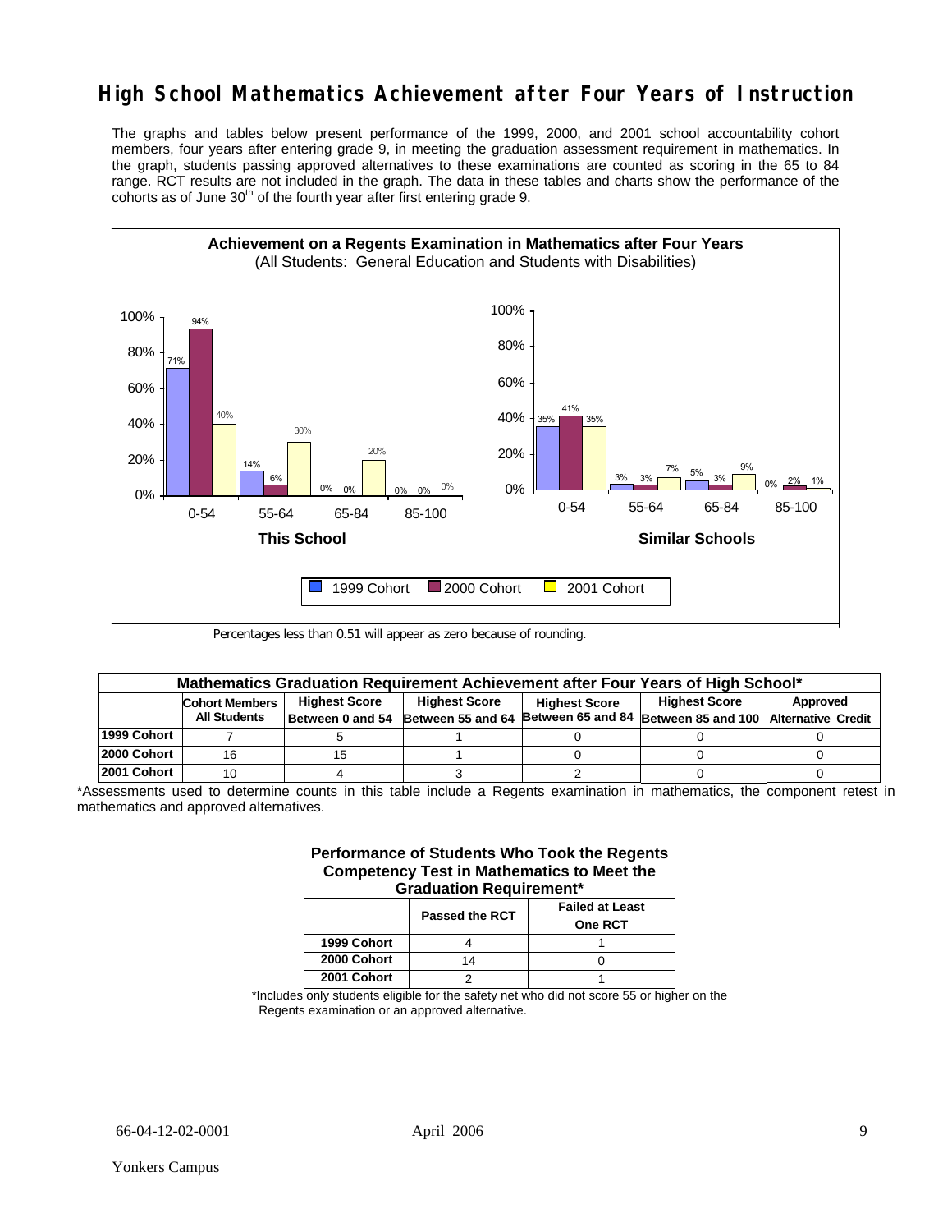# High School Mathematics Achievement after Four Years of Instruction

The graphs and tables below present performance of the 1999, 2000, and 2001 school accountability cohort members, four years after entering grade 9, in meeting the graduation assessment requirement in mathematics. In the graph, students passing approved alternatives to these examinations are counted as scoring in the 65 to 84 range. RCT results are not included in the graph. The data in these tables and charts show the performance of the cohorts as of June 30th of the fourth year after first entering grade 9.

**Achievement on a Regents Examination in Mathematics after Four Years**
(All Students: General Education and Students with Disabilities)

**This School**

| Score Range | 1999 Cohort | 2000 Cohort | 2001 Cohort |
|---|---|---|---|
| 0-54 | 71% | 94% | 40% |
| 55-64 | 14% | 6% | 30% |
| 65-84 | 0% | 0% | 20% |
| 85-100 | 0% | 0% | 0% |

**Similar Schools**

| Score Range | 1999 Cohort | 2000 Cohort | 2001 Cohort |
|---|---|---|---|
| 0-54 | 35% | 41% | 35% |
| 55-64 | 3% | 3% | 7% |
| 65-84 | 5% | 3% | 9% |
| 85-100 | 0% | 2% | 1% |

Percentages less than 0.51 will appear as zero because of rounding.

| Mathematics Graduation Requirement Achievement after Four Years of High School* | | | | | | |
|---|---|---|---|---|---|---|
| | Cohort Members All Students | Highest Score Between 0 and 54 | Highest Score Between 55 and 64 | Highest Score Between 65 and 84 | Highest Score Between 85 and 100 | Approved Alternative Credit |
| 1999 Cohort | 7 | 5 | 1 | 0 | 0 | 0 |
| 2000 Cohort | 16 | 15 | 1 | 0 | 0 | 0 |
| 2001 Cohort | 10 | 4 | 3 | 2 | 0 | 0 |

*Assessments used to determine counts in this table include a Regents examination in mathematics, the component retest in mathematics and approved alternatives.

| Performance of Students Who Took the Regents Competency Test in Mathematics to Meet the Graduation Requirement* | | |
|---|---|---|
| | Passed the RCT | Failed at Least One RCT |
| 1999 Cohort | 4 | 1 |
| 2000 Cohort | 14 | 0 |
| 2001 Cohort | 2 | 1 |

*Includes only students eligible for the safety net who did not score 55 or higher on the Regents examination or an approved alternative.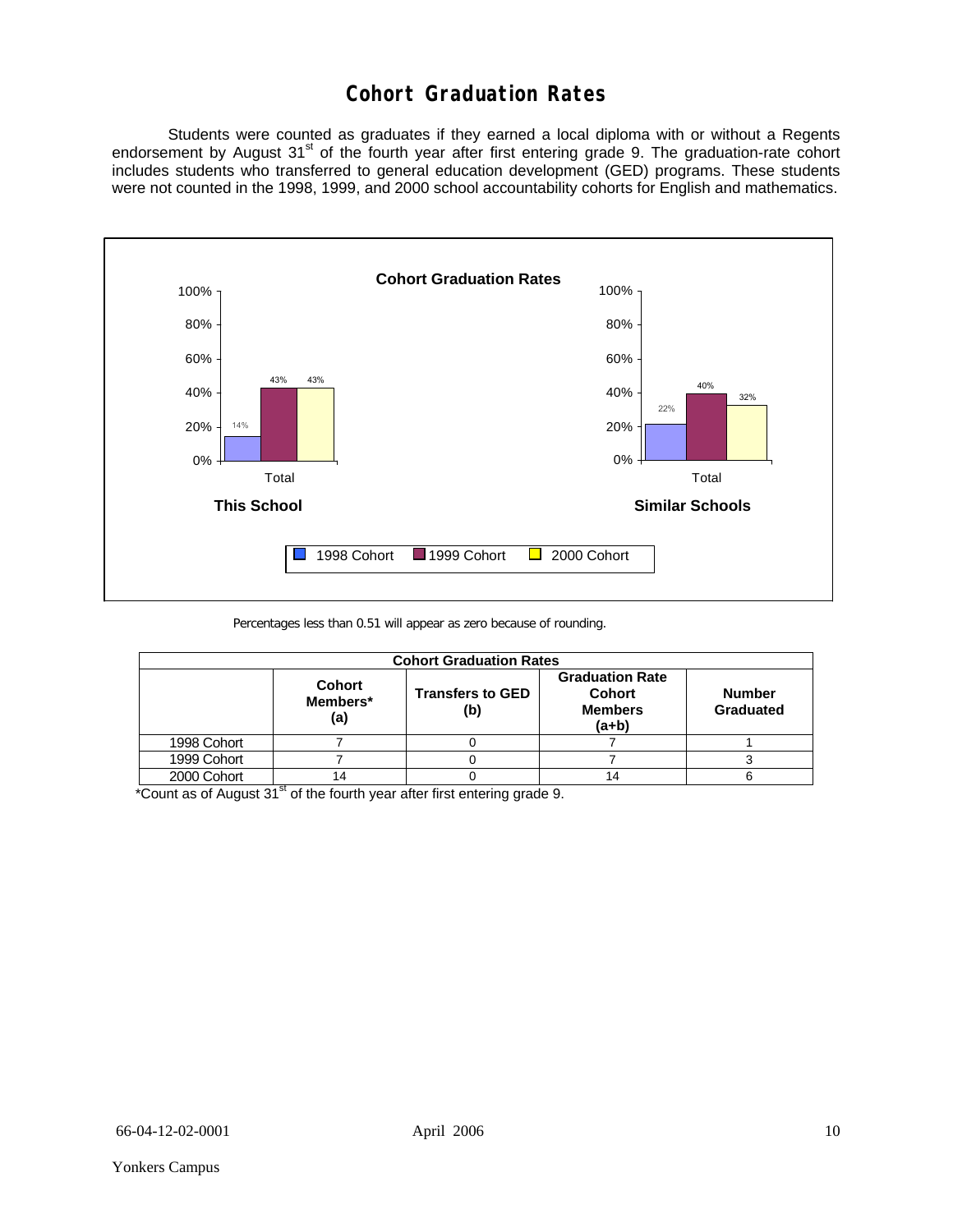# Cohort Graduation Rates

Students were counted as graduates if they earned a local diploma with or without a Regents endorsement by August 31st of the fourth year after first entering grade 9. The graduation-rate cohort includes students who transferred to general education development (GED) programs. These students were not counted in the 1998, 1999, and 2000 school accountability cohorts for English and mathematics.

**Cohort Graduation Rates**

| | 1998 Cohort | 1999 Cohort | 2000 Cohort |
|---|---|---|---|
| This School (Total) | 14% | 43% | 43% |
| Similar Schools (Total) | 22% | 40% | 32% |

Percentages less than 0.51 will appear as zero because of rounding.

| Cohort Graduation Rates | | | | |
|---|---|---|---|---|
| | Cohort Members* (a) | Transfers to GED (b) | Graduation Rate Cohort Members (a+b) | Number Graduated |
| 1998 Cohort | 7 | 0 | 7 | 1 |
| 1999 Cohort | 7 | 0 | 7 | 3 |
| 2000 Cohort | 14 | 0 | 14 | 6 |

*Count as of August 31st of the fourth year after first entering grade 9.

66-04-12-02-0001 April 2006

Yonkers Campus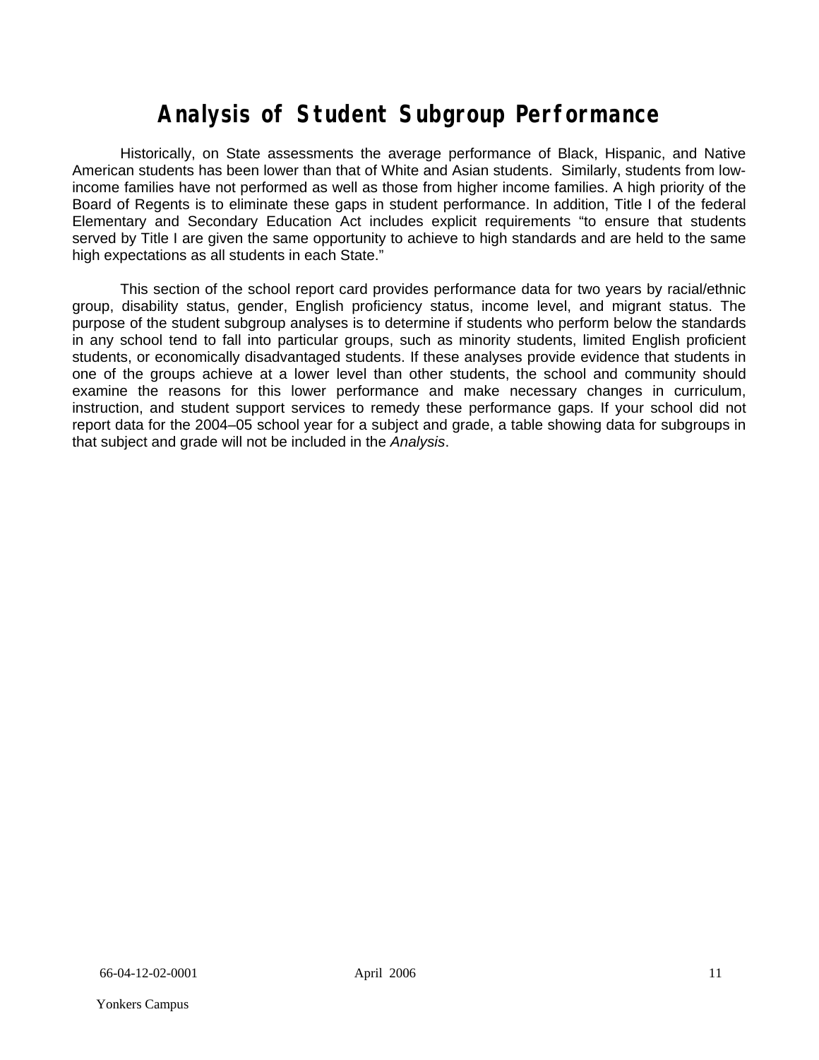# Analysis of Student Subgroup Performance

Historically, on State assessments the average performance of Black, Hispanic, and Native American students has been lower than that of White and Asian students. Similarly, students from low-income families have not performed as well as those from higher income families. A high priority of the Board of Regents is to eliminate these gaps in student performance. In addition, Title I of the federal Elementary and Secondary Education Act includes explicit requirements "to ensure that students served by Title I are given the same opportunity to achieve to high standards and are held to the same high expectations as all students in each State."

This section of the school report card provides performance data for two years by racial/ethnic group, disability status, gender, English proficiency status, income level, and migrant status. The purpose of the student subgroup analyses is to determine if students who perform below the standards in any school tend to fall into particular groups, such as minority students, limited English proficient students, or economically disadvantaged students. If these analyses provide evidence that students in one of the groups achieve at a lower level than other students, the school and community should examine the reasons for this lower performance and make necessary changes in curriculum, instruction, and student support services to remedy these performance gaps. If your school did not report data for the 2004–05 school year for a subject and grade, a table showing data for subgroups in that subject and grade will not be included in the *Analysis*.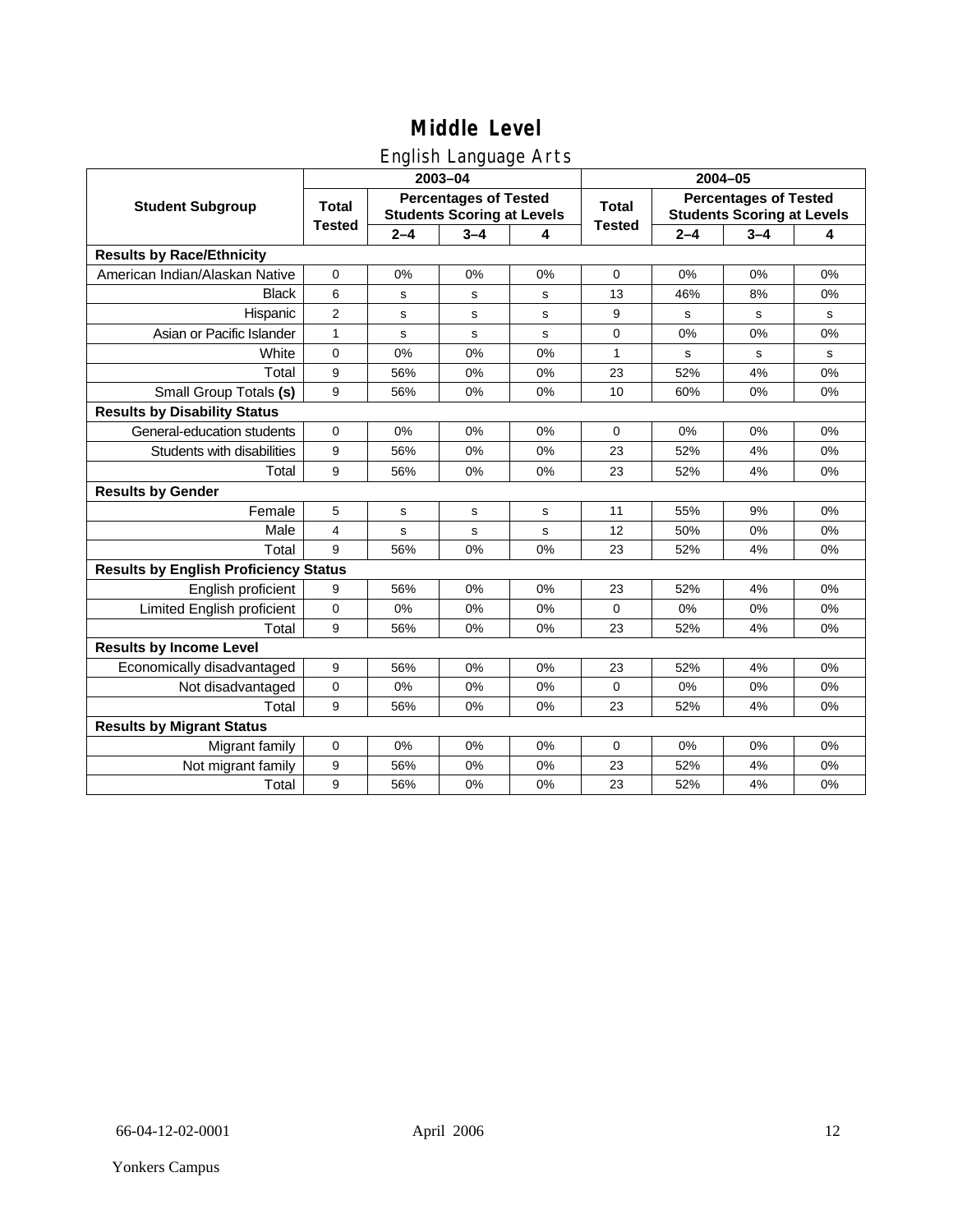# Middle Level

## English Language Arts

| Student Subgroup | 2003–04 | | | | 2004–05 | | | |
|---|---|---|---|---|---|---|---|---|
| | Total Tested | Percentages of Tested Students Scoring at Levels | | | Total Tested | Percentages of Tested Students Scoring at Levels | | |
| | | 2–4 | 3–4 | 4 | | 2–4 | 3–4 | 4 |
| **Results by Race/Ethnicity** | | | | | | | | |
| American Indian/Alaskan Native | 0 | 0% | 0% | 0% | 0 | 0% | 0% | 0% |
| Black | 6 | s | s | s | 13 | 46% | 8% | 0% |
| Hispanic | 2 | s | s | s | 9 | s | s | s |
| Asian or Pacific Islander | 1 | s | s | s | 0 | 0% | 0% | 0% |
| White | 0 | 0% | 0% | 0% | 1 | s | s | s |
| Total | 9 | 56% | 0% | 0% | 23 | 52% | 4% | 0% |
| Small Group Totals **(s)** | 9 | 56% | 0% | 0% | 10 | 60% | 0% | 0% |
| **Results by Disability Status** | | | | | | | | |
| General-education students | 0 | 0% | 0% | 0% | 0 | 0% | 0% | 0% |
| Students with disabilities | 9 | 56% | 0% | 0% | 23 | 52% | 4% | 0% |
| Total | 9 | 56% | 0% | 0% | 23 | 52% | 4% | 0% |
| **Results by Gender** | | | | | | | | |
| Female | 5 | s | s | s | 11 | 55% | 9% | 0% |
| Male | 4 | s | s | s | 12 | 50% | 0% | 0% |
| Total | 9 | 56% | 0% | 0% | 23 | 52% | 4% | 0% |
| **Results by English Proficiency Status** | | | | | | | | |
| English proficient | 9 | 56% | 0% | 0% | 23 | 52% | 4% | 0% |
| Limited English proficient | 0 | 0% | 0% | 0% | 0 | 0% | 0% | 0% |
| Total | 9 | 56% | 0% | 0% | 23 | 52% | 4% | 0% |
| **Results by Income Level** | | | | | | | | |
| Economically disadvantaged | 9 | 56% | 0% | 0% | 23 | 52% | 4% | 0% |
| Not disadvantaged | 0 | 0% | 0% | 0% | 0 | 0% | 0% | 0% |
| Total | 9 | 56% | 0% | 0% | 23 | 52% | 4% | 0% |
| **Results by Migrant Status** | | | | | | | | |
| Migrant family | 0 | 0% | 0% | 0% | 0 | 0% | 0% | 0% |
| Not migrant family | 9 | 56% | 0% | 0% | 23 | 52% | 4% | 0% |
| Total | 9 | 56% | 0% | 0% | 23 | 52% | 4% | 0% |

66-04-12-02-0001 April 2006

Yonkers Campus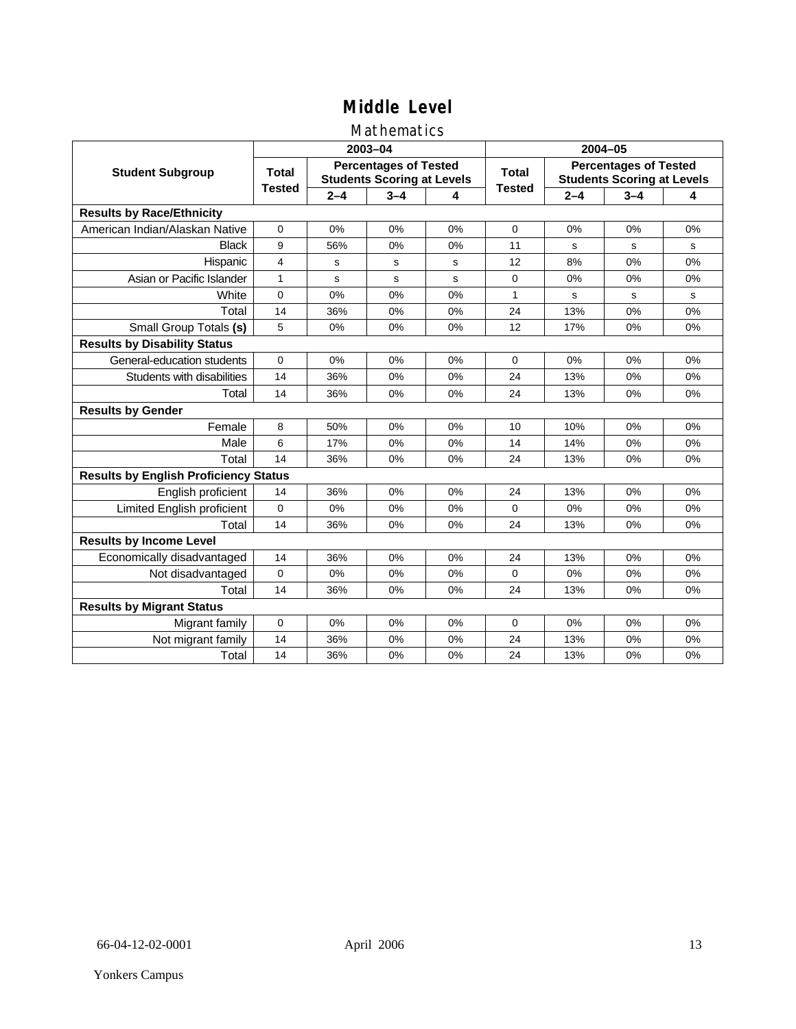# Middle Level

## Mathematics

| Student Subgroup | 2003–04 | | | | 2004–05 | | | |
|---|---|---|---|---|---|---|---|---|
| | Total Tested | Percentages of Tested Students Scoring at Levels | | | Total Tested | Percentages of Tested Students Scoring at Levels | | |
| | | 2–4 | 3–4 | 4 | | 2–4 | 3–4 | 4 |
| **Results by Race/Ethnicity** | | | | | | | | |
| American Indian/Alaskan Native | 0 | 0% | 0% | 0% | 0 | 0% | 0% | 0% |
| Black | 9 | 56% | 0% | 0% | 11 | s | s | s |
| Hispanic | 4 | s | s | s | 12 | 8% | 0% | 0% |
| Asian or Pacific Islander | 1 | s | s | s | 0 | 0% | 0% | 0% |
| White | 0 | 0% | 0% | 0% | 1 | s | s | s |
| Total | 14 | 36% | 0% | 0% | 24 | 13% | 0% | 0% |
| Small Group Totals **(s)** | 5 | 0% | 0% | 0% | 12 | 17% | 0% | 0% |
| **Results by Disability Status** | | | | | | | | |
| General-education students | 0 | 0% | 0% | 0% | 0 | 0% | 0% | 0% |
| Students with disabilities | 14 | 36% | 0% | 0% | 24 | 13% | 0% | 0% |
| Total | 14 | 36% | 0% | 0% | 24 | 13% | 0% | 0% |
| **Results by Gender** | | | | | | | | |
| Female | 8 | 50% | 0% | 0% | 10 | 10% | 0% | 0% |
| Male | 6 | 17% | 0% | 0% | 14 | 14% | 0% | 0% |
| Total | 14 | 36% | 0% | 0% | 24 | 13% | 0% | 0% |
| **Results by English Proficiency Status** | | | | | | | | |
| English proficient | 14 | 36% | 0% | 0% | 24 | 13% | 0% | 0% |
| Limited English proficient | 0 | 0% | 0% | 0% | 0 | 0% | 0% | 0% |
| Total | 14 | 36% | 0% | 0% | 24 | 13% | 0% | 0% |
| **Results by Income Level** | | | | | | | | |
| Economically disadvantaged | 14 | 36% | 0% | 0% | 24 | 13% | 0% | 0% |
| Not disadvantaged | 0 | 0% | 0% | 0% | 0 | 0% | 0% | 0% |
| Total | 14 | 36% | 0% | 0% | 24 | 13% | 0% | 0% |
| **Results by Migrant Status** | | | | | | | | |
| Migrant family | 0 | 0% | 0% | 0% | 0 | 0% | 0% | 0% |
| Not migrant family | 14 | 36% | 0% | 0% | 24 | 13% | 0% | 0% |
| Total | 14 | 36% | 0% | 0% | 24 | 13% | 0% | 0% |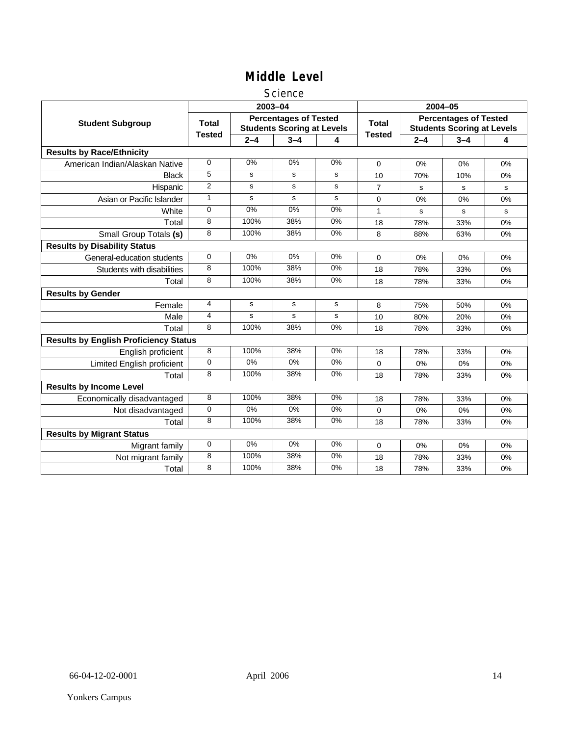# Middle Level

## Science

| Student Subgroup | 2003–04 | | | | 2004–05 | | | |
|---|---|---|---|---|---|---|---|---|
| | Total Tested | Percentages of Tested Students Scoring at Levels | | | Total Tested | Percentages of Tested Students Scoring at Levels | | |
| | | 2–4 | 3–4 | 4 | | 2–4 | 3–4 | 4 |
| **Results by Race/Ethnicity** | | | | | | | | |
| American Indian/Alaskan Native | 0 | 0% | 0% | 0% | 0 | 0% | 0% | 0% |
| Black | 5 | s | s | s | 10 | 70% | 10% | 0% |
| Hispanic | 2 | s | s | s | 7 | s | s | s |
| Asian or Pacific Islander | 1 | s | s | s | 0 | 0% | 0% | 0% |
| White | 0 | 0% | 0% | 0% | 1 | s | s | s |
| Total | 8 | 100% | 38% | 0% | 18 | 78% | 33% | 0% |
| Small Group Totals **(s)** | 8 | 100% | 38% | 0% | 8 | 88% | 63% | 0% |
| **Results by Disability Status** | | | | | | | | |
| General-education students | 0 | 0% | 0% | 0% | 0 | 0% | 0% | 0% |
| Students with disabilities | 8 | 100% | 38% | 0% | 18 | 78% | 33% | 0% |
| Total | 8 | 100% | 38% | 0% | 18 | 78% | 33% | 0% |
| **Results by Gender** | | | | | | | | |
| Female | 4 | s | s | s | 8 | 75% | 50% | 0% |
| Male | 4 | s | s | s | 10 | 80% | 20% | 0% |
| Total | 8 | 100% | 38% | 0% | 18 | 78% | 33% | 0% |
| **Results by English Proficiency Status** | | | | | | | | |
| English proficient | 8 | 100% | 38% | 0% | 18 | 78% | 33% | 0% |
| Limited English proficient | 0 | 0% | 0% | 0% | 0 | 0% | 0% | 0% |
| Total | 8 | 100% | 38% | 0% | 18 | 78% | 33% | 0% |
| **Results by Income Level** | | | | | | | | |
| Economically disadvantaged | 8 | 100% | 38% | 0% | 18 | 78% | 33% | 0% |
| Not disadvantaged | 0 | 0% | 0% | 0% | 0 | 0% | 0% | 0% |
| Total | 8 | 100% | 38% | 0% | 18 | 78% | 33% | 0% |
| **Results by Migrant Status** | | | | | | | | |
| Migrant family | 0 | 0% | 0% | 0% | 0 | 0% | 0% | 0% |
| Not migrant family | 8 | 100% | 38% | 0% | 18 | 78% | 33% | 0% |
| Total | 8 | 100% | 38% | 0% | 18 | 78% | 33% | 0% |

66-04-12-02-0001 April 2006

Yonkers Campus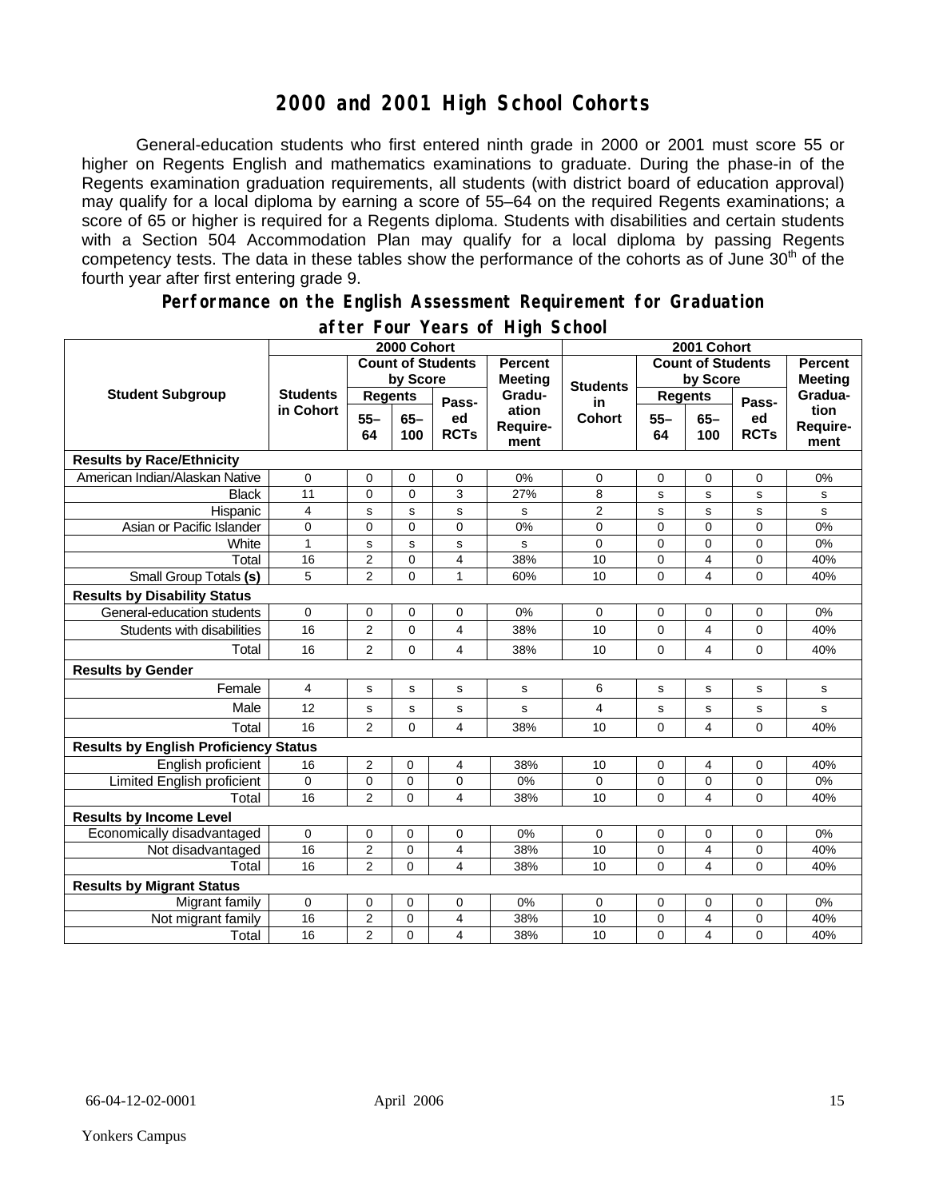# 2000 and 2001 High School Cohorts

General-education students who first entered ninth grade in 2000 or 2001 must score 55 or higher on Regents English and mathematics examinations to graduate. During the phase-in of the Regents examination graduation requirements, all students (with district board of education approval) may qualify for a local diploma by earning a score of 55–64 on the required Regents examinations; a score of 65 or higher is required for a Regents diploma. Students with disabilities and certain students with a Section 504 Accommodation Plan may qualify for a local diploma by passing Regents competency tests. The data in these tables show the performance of the cohorts as of June 30th of the fourth year after first entering grade 9.

## Performance on the English Assessment Requirement for Graduation after Four Years of High School

| Student Subgroup | 2000 Cohort | | | | | 2001 Cohort | | | | |
|---|---|---|---|---|---|---|---|---|---|---|
| | Students in Cohort | Count of Students by Score | | | Percent Meeting Graduation Requirement | Students in Cohort | Count of Students by Score | | | Percent Meeting Graduation Requirement |
| | | Regents 55–64 | Regents 65–100 | Passed RCTs | | | Regents 55–64 | Regents 65–100 | Passed RCTs | |
| **Results by Race/Ethnicity** | | | | | | | | | | |
| American Indian/Alaskan Native | 0 | 0 | 0 | 0 | 0% | 0 | 0 | 0 | 0 | 0% |
| Black | 11 | 0 | 0 | 3 | 27% | 8 | s | s | s | s |
| Hispanic | 4 | s | s | s | s | 2 | s | s | s | s |
| Asian or Pacific Islander | 0 | 0 | 0 | 0 | 0% | 0 | 0 | 0 | 0 | 0% |
| White | 1 | s | s | s | s | 0 | 0 | 0 | 0 | 0% |
| Total | 16 | 2 | 0 | 4 | 38% | 10 | 0 | 4 | 0 | 40% |
| Small Group Totals **(s)** | 5 | 2 | 0 | 1 | 60% | 10 | 0 | 4 | 0 | 40% |
| **Results by Disability Status** | | | | | | | | | | |
| General-education students | 0 | 0 | 0 | 0 | 0% | 0 | 0 | 0 | 0 | 0% |
| Students with disabilities | 16 | 2 | 0 | 4 | 38% | 10 | 0 | 4 | 0 | 40% |
| Total | 16 | 2 | 0 | 4 | 38% | 10 | 0 | 4 | 0 | 40% |
| **Results by Gender** | | | | | | | | | | |
| Female | 4 | s | s | s | s | 6 | s | s | s | s |
| Male | 12 | s | s | s | s | 4 | s | s | s | s |
| Total | 16 | 2 | 0 | 4 | 38% | 10 | 0 | 4 | 0 | 40% |
| **Results by English Proficiency Status** | | | | | | | | | | |
| English proficient | 16 | 2 | 0 | 4 | 38% | 10 | 0 | 4 | 0 | 40% |
| Limited English proficient | 0 | 0 | 0 | 0 | 0% | 0 | 0 | 0 | 0 | 0% |
| Total | 16 | 2 | 0 | 4 | 38% | 10 | 0 | 4 | 0 | 40% |
| **Results by Income Level** | | | | | | | | | | |
| Economically disadvantaged | 0 | 0 | 0 | 0 | 0% | 0 | 0 | 0 | 0 | 0% |
| Not disadvantaged | 16 | 2 | 0 | 4 | 38% | 10 | 0 | 4 | 0 | 40% |
| Total | 16 | 2 | 0 | 4 | 38% | 10 | 0 | 4 | 0 | 40% |
| **Results by Migrant Status** | | | | | | | | | | |
| Migrant family | 0 | 0 | 0 | 0 | 0% | 0 | 0 | 0 | 0 | 0% |
| Not migrant family | 16 | 2 | 0 | 4 | 38% | 10 | 0 | 4 | 0 | 40% |
| Total | 16 | 2 | 0 | 4 | 38% | 10 | 0 | 4 | 0 | 40% |

66-04-12-02-0001 April 2006

Yonkers Campus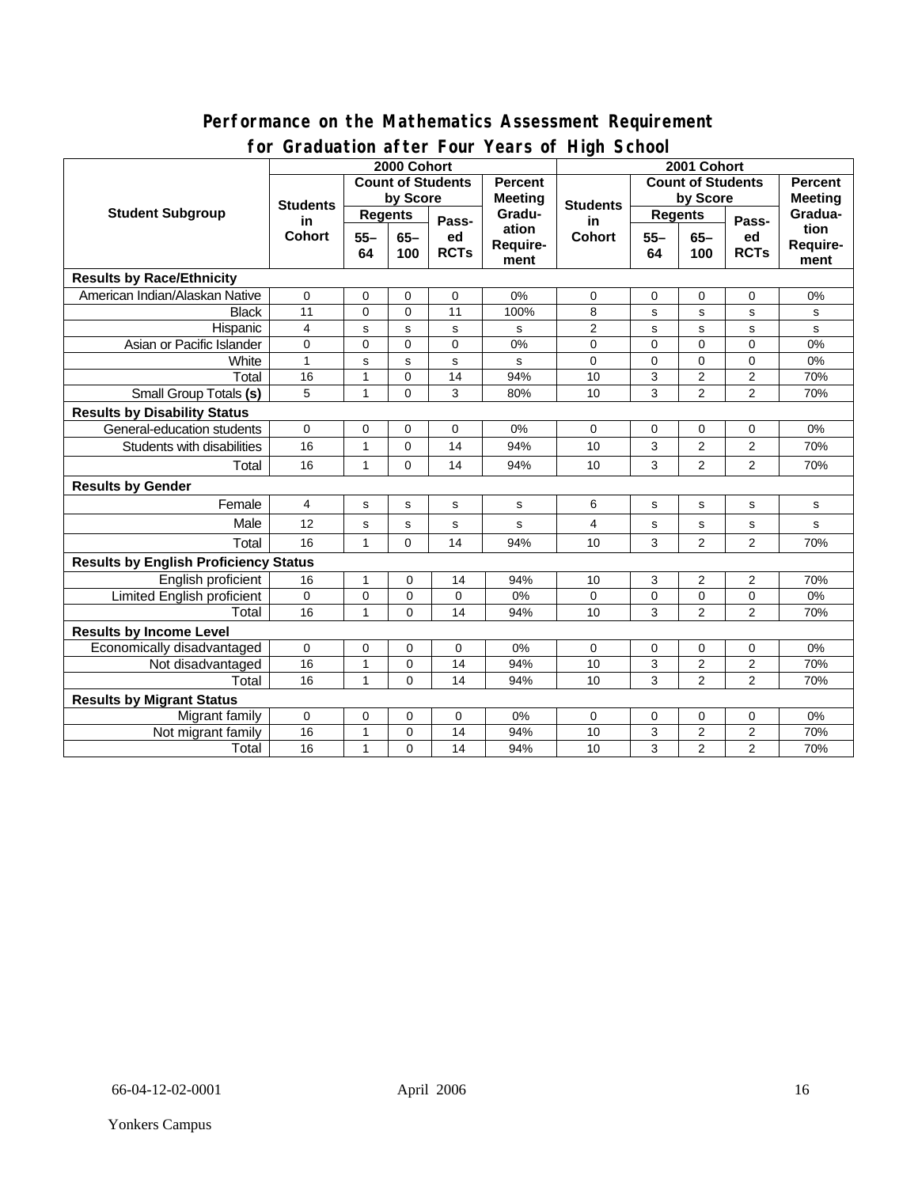## Performance on the Mathematics Assessment Requirement for Graduation after Four Years of High School

| Student Subgroup | 2000 Cohort | | | | | 2001 Cohort | | | | |
|---|---|---|---|---|---|---|---|---|---|---|
| | Students in Cohort | Count of Students by Score | | | Percent Meeting Graduation Requirement | Students in Cohort | Count of Students by Score | | | Percent Meeting Graduation Requirement |
| | | Regents | | Passed RCTs | | | Regents | | Passed RCTs | |
| | | 55–64 | 65–100 | | | | 55–64 | 65–100 | | |
| **Results by Race/Ethnicity** | | | | | | | | | | |
| American Indian/Alaskan Native | 0 | 0 | 0 | 0 | 0% | 0 | 0 | 0 | 0 | 0% |
| Black | 11 | 0 | 0 | 11 | 100% | 8 | s | s | s | s |
| Hispanic | 4 | s | s | s | s | 2 | s | s | s | s |
| Asian or Pacific Islander | 0 | 0 | 0 | 0 | 0% | 0 | 0 | 0 | 0 | 0% |
| White | 1 | s | s | s | s | 0 | 0 | 0 | 0 | 0% |
| Total | 16 | 1 | 0 | 14 | 94% | 10 | 3 | 2 | 2 | 70% |
| Small Group Totals **(s)** | 5 | 1 | 0 | 3 | 80% | 10 | 3 | 2 | 2 | 70% |
| **Results by Disability Status** | | | | | | | | | | |
| General-education students | 0 | 0 | 0 | 0 | 0% | 0 | 0 | 0 | 0 | 0% |
| Students with disabilities | 16 | 1 | 0 | 14 | 94% | 10 | 3 | 2 | 2 | 70% |
| Total | 16 | 1 | 0 | 14 | 94% | 10 | 3 | 2 | 2 | 70% |
| **Results by Gender** | | | | | | | | | | |
| Female | 4 | s | s | s | s | 6 | s | s | s | s |
| Male | 12 | s | s | s | s | 4 | s | s | s | s |
| Total | 16 | 1 | 0 | 14 | 94% | 10 | 3 | 2 | 2 | 70% |
| **Results by English Proficiency Status** | | | | | | | | | | |
| English proficient | 16 | 1 | 0 | 14 | 94% | 10 | 3 | 2 | 2 | 70% |
| Limited English proficient | 0 | 0 | 0 | 0 | 0% | 0 | 0 | 0 | 0 | 0% |
| Total | 16 | 1 | 0 | 14 | 94% | 10 | 3 | 2 | 2 | 70% |
| **Results by Income Level** | | | | | | | | | | |
| Economically disadvantaged | 0 | 0 | 0 | 0 | 0% | 0 | 0 | 0 | 0 | 0% |
| Not disadvantaged | 16 | 1 | 0 | 14 | 94% | 10 | 3 | 2 | 2 | 70% |
| Total | 16 | 1 | 0 | 14 | 94% | 10 | 3 | 2 | 2 | 70% |
| **Results by Migrant Status** | | | | | | | | | | |
| Migrant family | 0 | 0 | 0 | 0 | 0% | 0 | 0 | 0 | 0 | 0% |
| Not migrant family | 16 | 1 | 0 | 14 | 94% | 10 | 3 | 2 | 2 | 70% |
| Total | 16 | 1 | 0 | 14 | 94% | 10 | 3 | 2 | 2 | 70% |

66-04-12-02-0001 April 2006

Yonkers Campus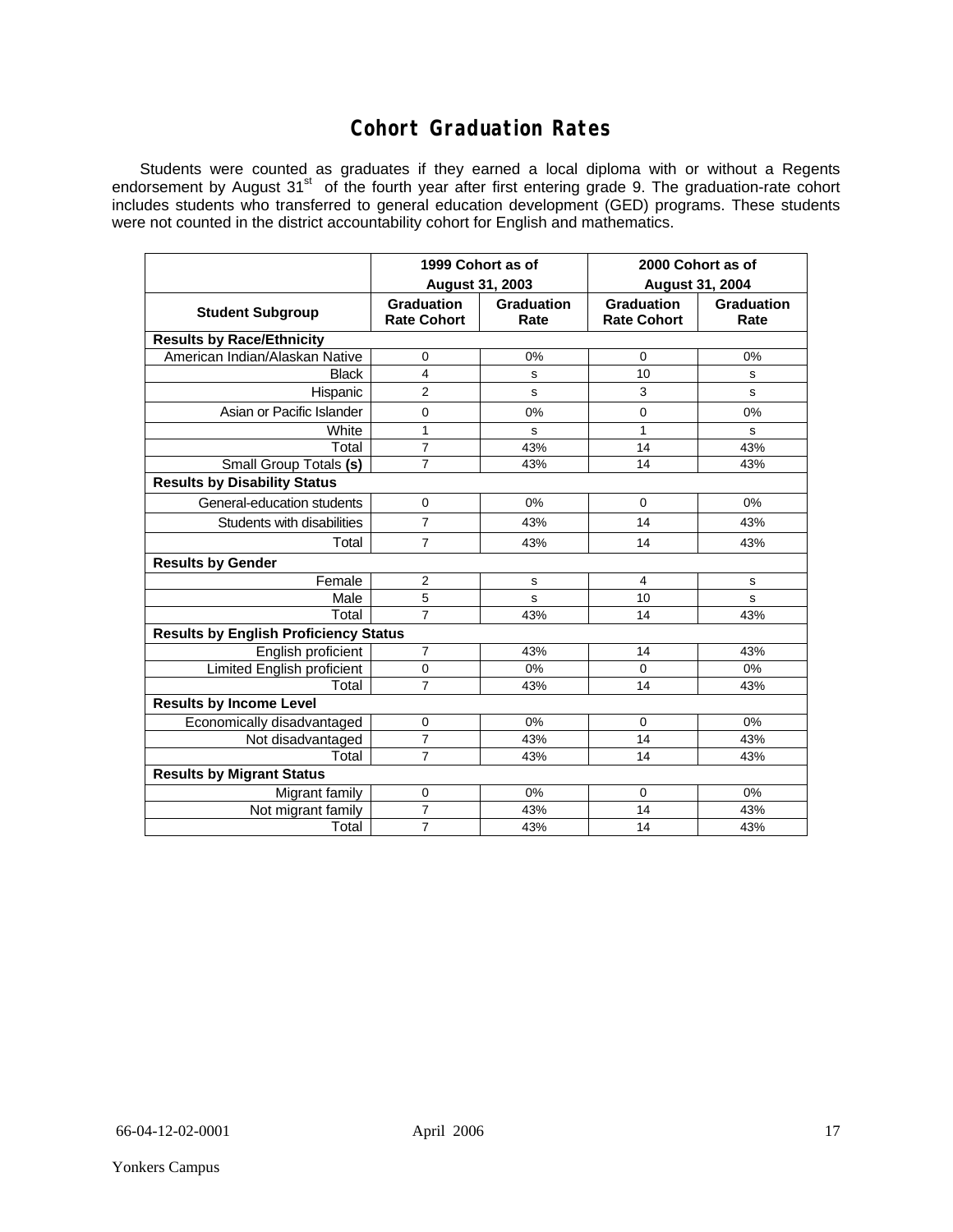# Cohort Graduation Rates

Students were counted as graduates if they earned a local diploma with or without a Regents endorsement by August 31st of the fourth year after first entering grade 9. The graduation-rate cohort includes students who transferred to general education development (GED) programs. These students were not counted in the district accountability cohort for English and mathematics.

| | 1999 Cohort as of August 31, 2003 | | 2000 Cohort as of August 31, 2004 | |
|---|---|---|---|---|
| **Student Subgroup** | **Graduation Rate Cohort** | **Graduation Rate** | **Graduation Rate Cohort** | **Graduation Rate** |
| **Results by Race/Ethnicity** | | | | |
| American Indian/Alaskan Native | 0 | 0% | 0 | 0% |
| Black | 4 | s | 10 | s |
| Hispanic | 2 | s | 3 | s |
| Asian or Pacific Islander | 0 | 0% | 0 | 0% |
| White | 1 | s | 1 | s |
| Total | 7 | 43% | 14 | 43% |
| Small Group Totals **(s)** | 7 | 43% | 14 | 43% |
| **Results by Disability Status** | | | | |
| General-education students | 0 | 0% | 0 | 0% |
| Students with disabilities | 7 | 43% | 14 | 43% |
| Total | 7 | 43% | 14 | 43% |
| **Results by Gender** | | | | |
| Female | 2 | s | 4 | s |
| Male | 5 | s | 10 | s |
| Total | 7 | 43% | 14 | 43% |
| **Results by English Proficiency Status** | | | | |
| English proficient | 7 | 43% | 14 | 43% |
| Limited English proficient | 0 | 0% | 0 | 0% |
| Total | 7 | 43% | 14 | 43% |
| **Results by Income Level** | | | | |
| Economically disadvantaged | 0 | 0% | 0 | 0% |
| Not disadvantaged | 7 | 43% | 14 | 43% |
| Total | 7 | 43% | 14 | 43% |
| **Results by Migrant Status** | | | | |
| Migrant family | 0 | 0% | 0 | 0% |
| Not migrant family | 7 | 43% | 14 | 43% |
| Total | 7 | 43% | 14 | 43% |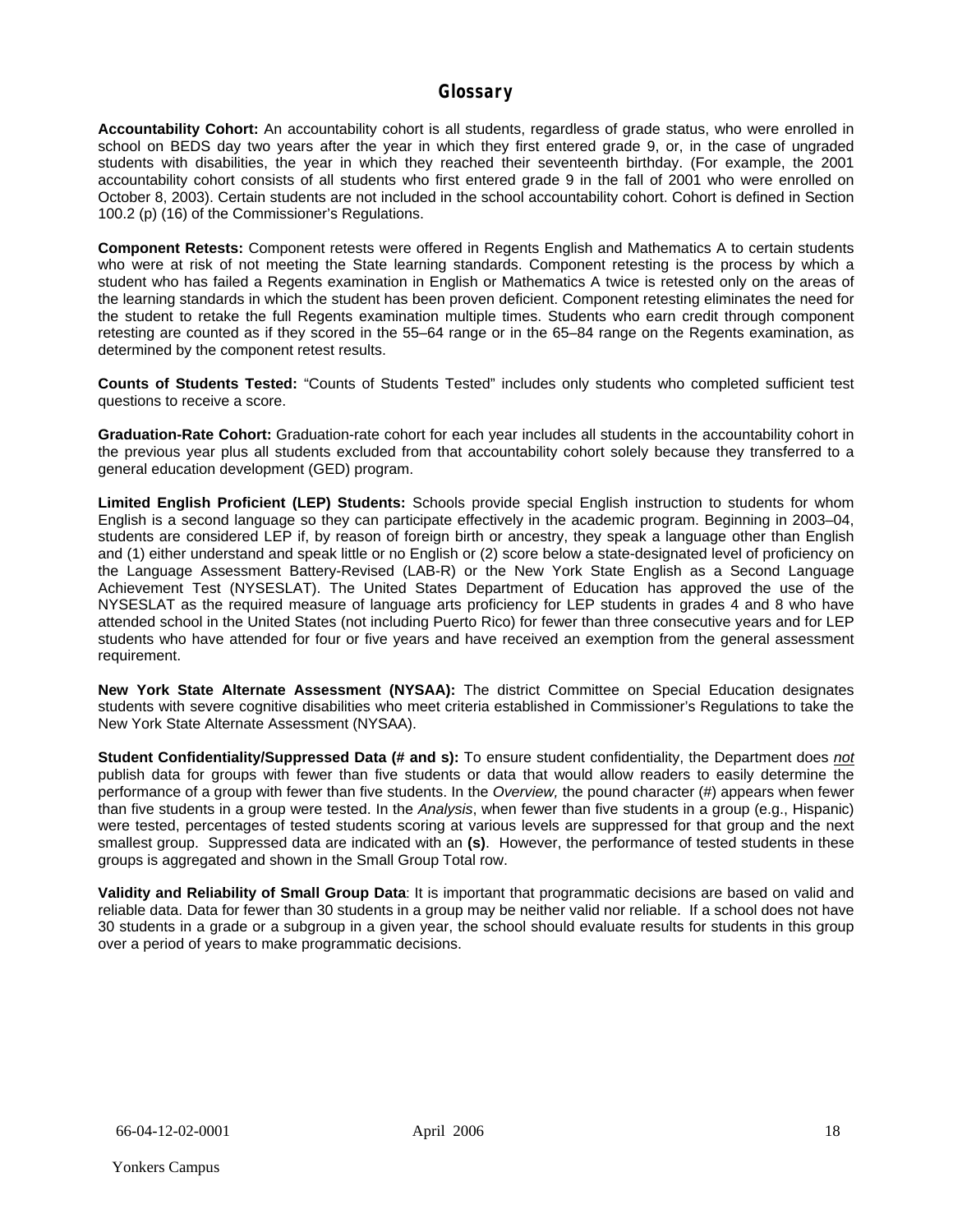# Glossary

**Accountability Cohort:** An accountability cohort is all students, regardless of grade status, who were enrolled in school on BEDS day two years after the year in which they first entered grade 9, or, in the case of ungraded students with disabilities, the year in which they reached their seventeenth birthday. (For example, the 2001 accountability cohort consists of all students who first entered grade 9 in the fall of 2001 who were enrolled on October 8, 2003). Certain students are not included in the school accountability cohort. Cohort is defined in Section 100.2 (p) (16) of the Commissioner's Regulations.

**Component Retests:** Component retests were offered in Regents English and Mathematics A to certain students who were at risk of not meeting the State learning standards. Component retesting is the process by which a student who has failed a Regents examination in English or Mathematics A twice is retested only on the areas of the learning standards in which the student has been proven deficient. Component retesting eliminates the need for the student to retake the full Regents examination multiple times. Students who earn credit through component retesting are counted as if they scored in the 55–64 range or in the 65–84 range on the Regents examination, as determined by the component retest results.

**Counts of Students Tested:** "Counts of Students Tested" includes only students who completed sufficient test questions to receive a score.

**Graduation-Rate Cohort:** Graduation-rate cohort for each year includes all students in the accountability cohort in the previous year plus all students excluded from that accountability cohort solely because they transferred to a general education development (GED) program.

**Limited English Proficient (LEP) Students:** Schools provide special English instruction to students for whom English is a second language so they can participate effectively in the academic program. Beginning in 2003–04, students are considered LEP if, by reason of foreign birth or ancestry, they speak a language other than English and (1) either understand and speak little or no English or (2) score below a state-designated level of proficiency on the Language Assessment Battery-Revised (LAB-R) or the New York State English as a Second Language Achievement Test (NYSESLAT). The United States Department of Education has approved the use of the NYSESLAT as the required measure of language arts proficiency for LEP students in grades 4 and 8 who have attended school in the United States (not including Puerto Rico) for fewer than three consecutive years and for LEP students who have attended for four or five years and have received an exemption from the general assessment requirement.

**New York State Alternate Assessment (NYSAA):** The district Committee on Special Education designates students with severe cognitive disabilities who meet criteria established in Commissioner's Regulations to take the New York State Alternate Assessment (NYSAA).

**Student Confidentiality/Suppressed Data (# and s):** To ensure student confidentiality, the Department does _not_ publish data for groups with fewer than five students or data that would allow readers to easily determine the performance of a group with fewer than five students. In the *Overview,* the pound character (#) appears when fewer than five students in a group were tested. In the *Analysis*, when fewer than five students in a group (e.g., Hispanic) were tested, percentages of tested students scoring at various levels are suppressed for that group and the next smallest group. Suppressed data are indicated with an **(s)**. However, the performance of tested students in these groups is aggregated and shown in the Small Group Total row.

**Validity and Reliability of Small Group Data**: It is important that programmatic decisions are based on valid and reliable data. Data for fewer than 30 students in a group may be neither valid nor reliable. If a school does not have 30 students in a grade or a subgroup in a given year, the school should evaluate results for students in this group over a period of years to make programmatic decisions.